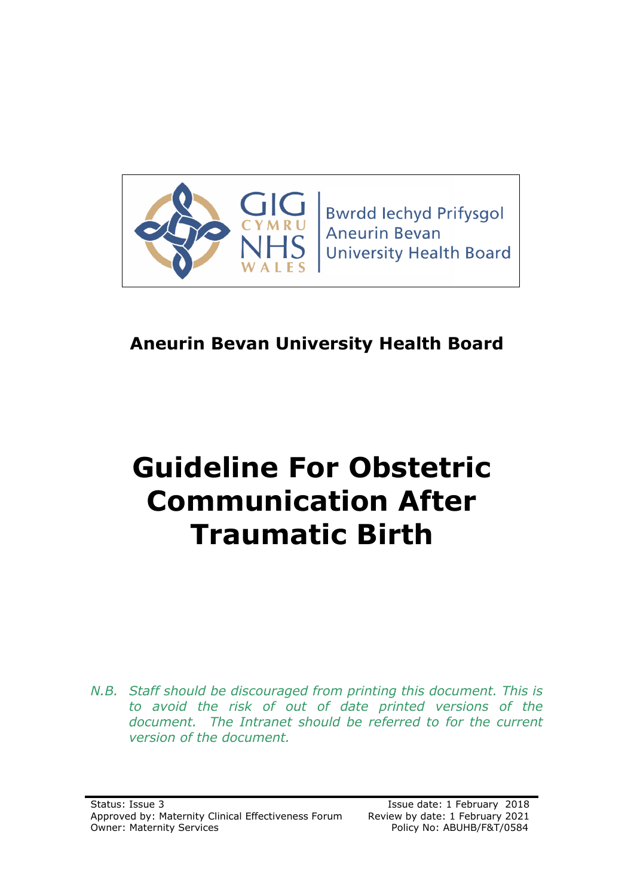Bwrdd Iechyd Prifysgol Aneurin Bevan University Health Board

GIG CYMRU NHS WALES

**Aneurin Bevan University Health Board**

# Guideline For Obstetric Communication After Traumatic Birth

*N.B. Staff should be discouraged from printing this document. This is to avoid the risk of out of date printed versions of the document. The Intranet should be referred to for the current version of the document.*

Status: Issue 3
Approved by: Maternity Clinical Effectiveness Forum
Owner: Maternity Services

Issue date: 1 February 2018
Review by date: 1 February 2021
Policy No: ABUHB/F&T/0584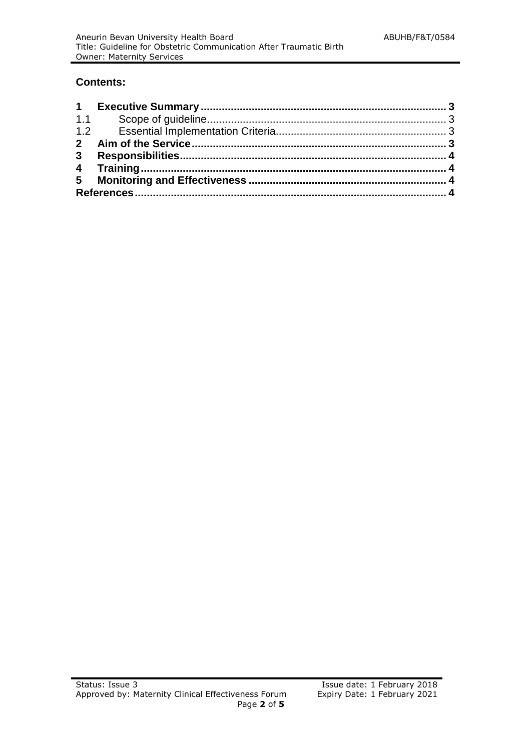## Contents:

**1 Executive Summary ................................................................................ 3**

1.1 Scope of guideline.............................................................................. 3

1.2 Essential Implementation Criteria....................................................... 3

**2 Aim of the Service .................................................................................. 3**

**3 Responsibilities....................................................................................... 4**

**4 Training.................................................................................................. 4**

**5 Monitoring and Effectiveness ................................................................ 4**

**References ................................................................................................. 4**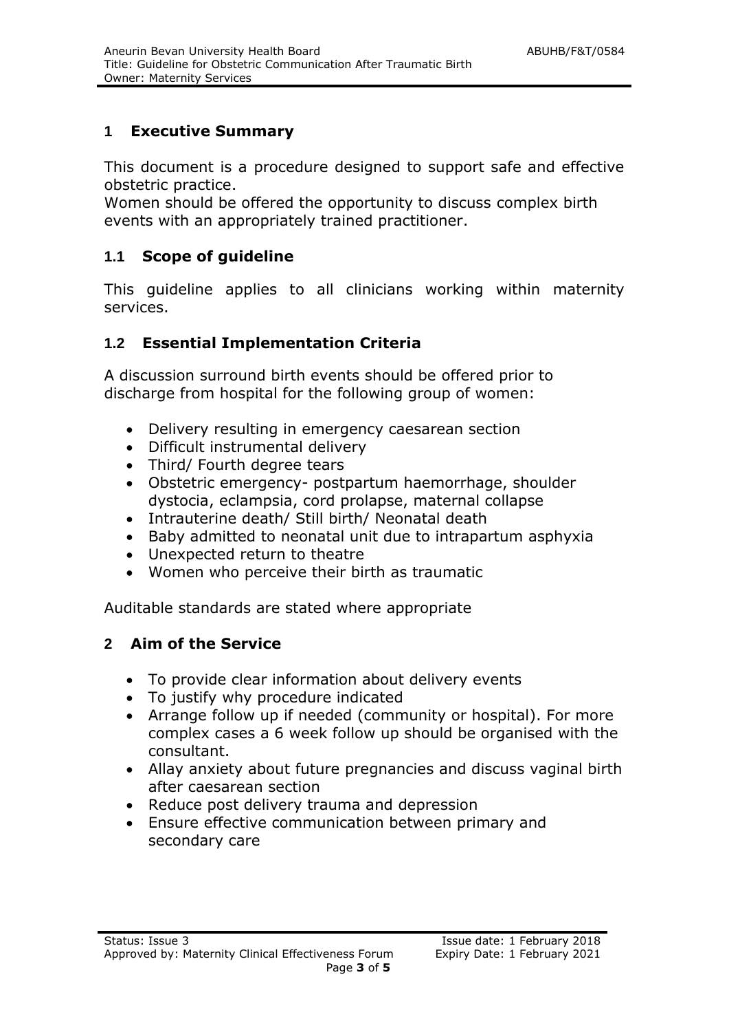## 1 Executive Summary

This document is a procedure designed to support safe and effective obstetric practice.
Women should be offered the opportunity to discuss complex birth events with an appropriately trained practitioner.

### 1.1 Scope of guideline

This guideline applies to all clinicians working within maternity services.

### 1.2 Essential Implementation Criteria

A discussion surround birth events should be offered prior to discharge from hospital for the following group of women:

- Delivery resulting in emergency caesarean section
- Difficult instrumental delivery
- Third/ Fourth degree tears
- Obstetric emergency- postpartum haemorrhage, shoulder dystocia, eclampsia, cord prolapse, maternal collapse
- Intrauterine death/ Still birth/ Neonatal death
- Baby admitted to neonatal unit due to intrapartum asphyxia
- Unexpected return to theatre
- Women who perceive their birth as traumatic

Auditable standards are stated where appropriate

## 2 Aim of the Service

- To provide clear information about delivery events
- To justify why procedure indicated
- Arrange follow up if needed (community or hospital). For more complex cases a 6 week follow up should be organised with the consultant.
- Allay anxiety about future pregnancies and discuss vaginal birth after caesarean section
- Reduce post delivery trauma and depression
- Ensure effective communication between primary and secondary care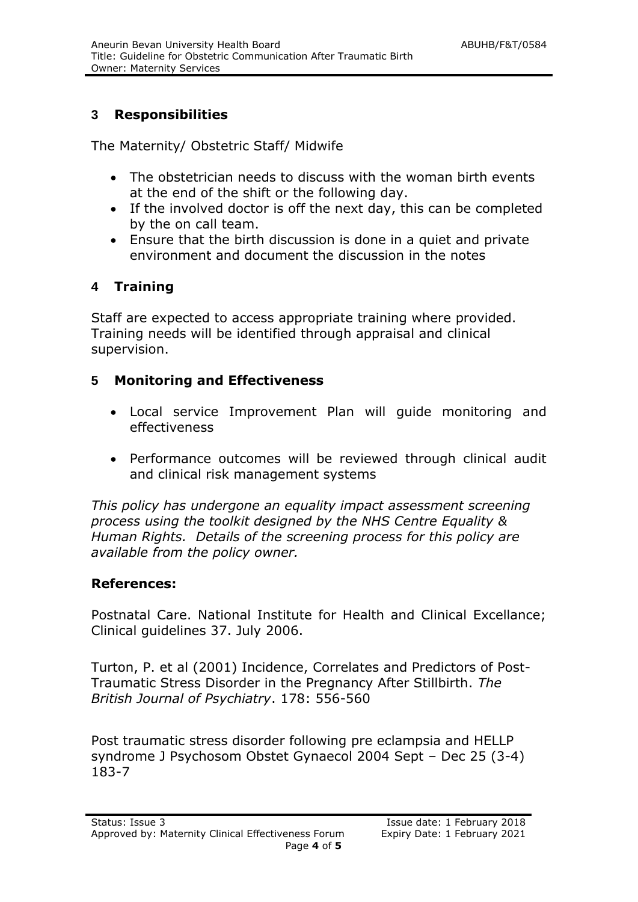## 3 Responsibilities

The Maternity/ Obstetric Staff/ Midwife

- The obstetrician needs to discuss with the woman birth events at the end of the shift or the following day.
- If the involved doctor is off the next day, this can be completed by the on call team.
- Ensure that the birth discussion is done in a quiet and private environment and document the discussion in the notes

## 4 Training

Staff are expected to access appropriate training where provided. Training needs will be identified through appraisal and clinical supervision.

## 5 Monitoring and Effectiveness

- Local service Improvement Plan will guide monitoring and effectiveness
- Performance outcomes will be reviewed through clinical audit and clinical risk management systems

*This policy has undergone an equality impact assessment screening process using the toolkit designed by the NHS Centre Equality & Human Rights. Details of the screening process for this policy are available from the policy owner.*

**References:**

Postnatal Care. National Institute for Health and Clinical Excellance; Clinical guidelines 37. July 2006.

Turton, P. et al (2001) Incidence, Correlates and Predictors of Post-Traumatic Stress Disorder in the Pregnancy After Stillbirth. *The British Journal of Psychiatry*. 178: 556-560

Post traumatic stress disorder following pre eclampsia and HELLP syndrome J Psychosom Obstet Gynaecol 2004 Sept – Dec 25 (3-4) 183-7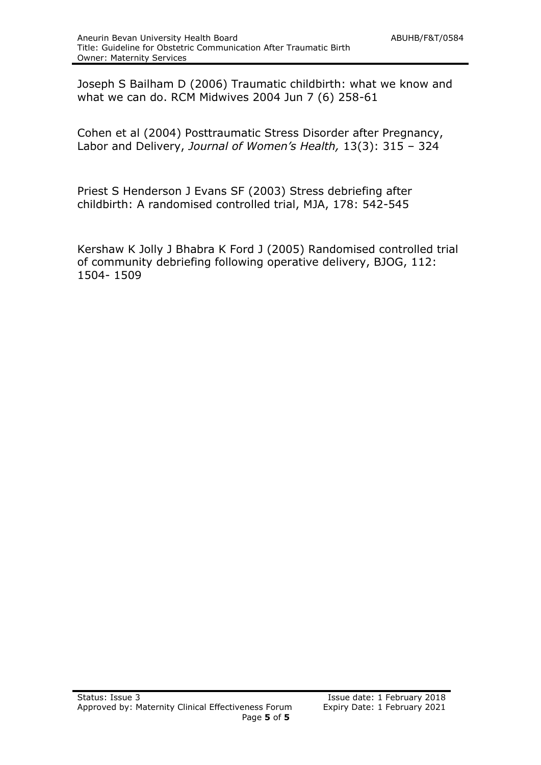Joseph S Bailham D (2006) Traumatic childbirth: what we know and what we can do. RCM Midwives 2004 Jun 7 (6) 258-61

Cohen et al (2004) Posttraumatic Stress Disorder after Pregnancy, Labor and Delivery, *Journal of Women's Health,* 13(3): 315 – 324

Priest S Henderson J Evans SF (2003) Stress debriefing after childbirth: A randomised controlled trial, MJA, 178: 542-545

Kershaw K Jolly J Bhabra K Ford J (2005) Randomised controlled trial of community debriefing following operative delivery, BJOG, 112: 1504- 1509